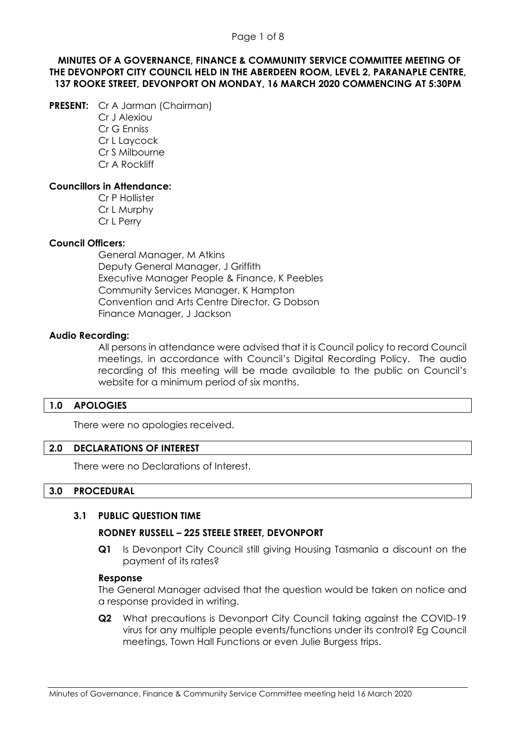**MINUTES OF A GOVERNANCE, FINANCE & COMMUNITY SERVICE COMMITTEE MEETING OF THE DEVONPORT CITY COUNCIL HELD IN THE ABERDEEN ROOM, LEVEL 2, PARANAPLE CENTRE, 137 ROOKE STREET, DEVONPORT ON MONDAY, 16 MARCH 2020 COMMENCING AT 5:30PM**

**PRESENT:** Cr A Jarman (Chairman)
Cr J Alexiou
Cr G Enniss
Cr L Laycock
Cr S Milbourne
Cr A Rockliff

**Councillors in Attendance:**
Cr P Hollister
Cr L Murphy
Cr L Perry

**Council Officers:**
General Manager, M Atkins
Deputy General Manager, J Griffith
Executive Manager People & Finance, K Peebles
Community Services Manager, K Hampton
Convention and Arts Centre Director, G Dobson
Finance Manager, J Jackson

**Audio Recording:**
All persons in attendance were advised that it is Council policy to record Council meetings, in accordance with Council's Digital Recording Policy. The audio recording of this meeting will be made available to the public on Council's website for a minimum period of six months.

## 1.0 APOLOGIES

There were no apologies received.

## 2.0 DECLARATIONS OF INTEREST

There were no Declarations of Interest.

## 3.0 PROCEDURAL

### 3.1 PUBLIC QUESTION TIME

**RODNEY RUSSELL – 225 STEELE STREET, DEVONPORT**

**Q1** Is Devonport City Council still giving Housing Tasmania a discount on the payment of its rates?

**Response**
The General Manager advised that the question would be taken on notice and a response provided in writing.

**Q2** What precautions is Devonport City Council taking against the COVID-19 virus for any multiple people events/functions under its control? Eg Council meetings, Town Hall Functions or even Julie Burgess trips.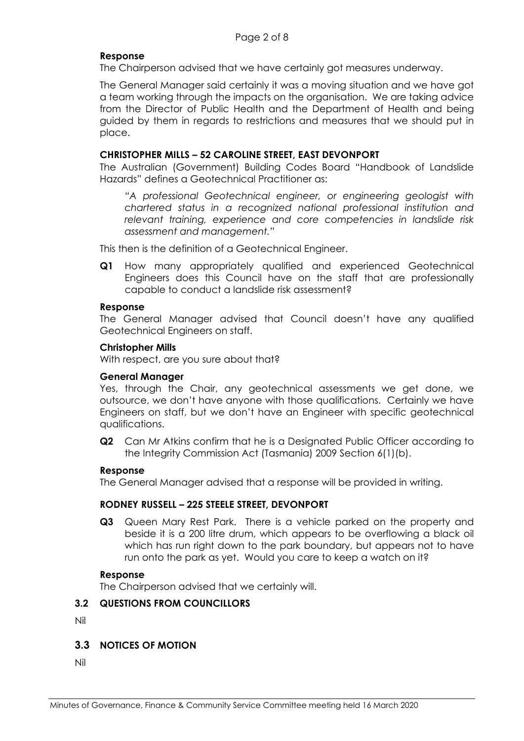**Response**

The Chairperson advised that we have certainly got measures underway.

The General Manager said certainly it was a moving situation and we have got a team working through the impacts on the organisation. We are taking advice from the Director of Public Health and the Department of Health and being guided by them in regards to restrictions and measures that we should put in place.

**CHRISTOPHER MILLS – 52 CAROLINE STREET, EAST DEVONPORT**

The Australian (Government) Building Codes Board "Handbook of Landslide Hazards" defines a Geotechnical Practitioner as:

> *"A professional Geotechnical engineer, or engineering geologist with chartered status in a recognized national professional institution and relevant training, experience and core competencies in landslide risk assessment and management."*

This then is the definition of a Geotechnical Engineer.

**Q1** How many appropriately qualified and experienced Geotechnical Engineers does this Council have on the staff that are professionally capable to conduct a landslide risk assessment?

**Response**

The General Manager advised that Council doesn't have any qualified Geotechnical Engineers on staff.

**Christopher Mills**

With respect, are you sure about that?

**General Manager**

Yes, through the Chair, any geotechnical assessments we get done, we outsource, we don't have anyone with those qualifications. Certainly we have Engineers on staff, but we don't have an Engineer with specific geotechnical qualifications.

**Q2** Can Mr Atkins confirm that he is a Designated Public Officer according to the Integrity Commission Act (Tasmania) 2009 Section 6(1)(b).

**Response**

The General Manager advised that a response will be provided in writing.

**RODNEY RUSSELL – 225 STEELE STREET, DEVONPORT**

**Q3** Queen Mary Rest Park. There is a vehicle parked on the property and beside it is a 200 litre drum, which appears to be overflowing a black oil which has run right down to the park boundary, but appears not to have run onto the park as yet. Would you care to keep a watch on it?

**Response**

The Chairperson advised that we certainly will.

## 3.2 QUESTIONS FROM COUNCILLORS

Nil

## 3.3 NOTICES OF MOTION

Nil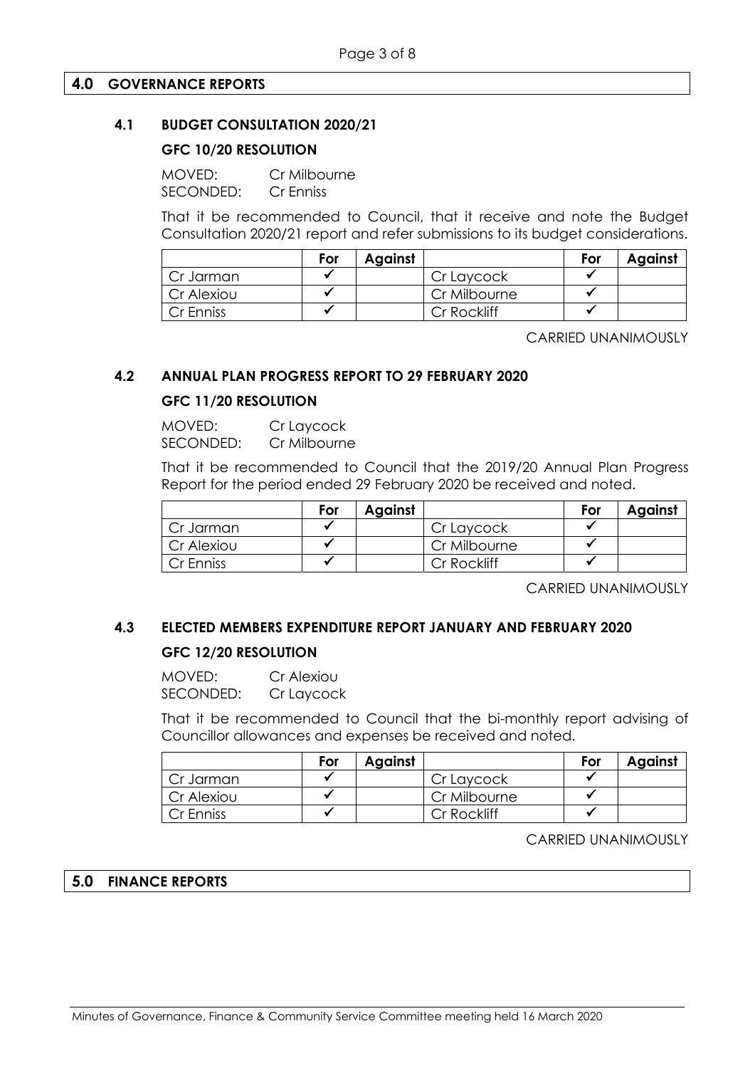## 4.0 GOVERNANCE REPORTS

### 4.1 BUDGET CONSULTATION 2020/21

**GFC 10/20 RESOLUTION**

MOVED: Cr Milbourne
SECONDED: Cr Enniss

That it be recommended to Council, that it receive and note the Budget Consultation 2020/21 report and refer submissions to its budget considerations.

| | For | Against | | For | Against |
|---|---|---|---|---|---|
| Cr Jarman | ✓ | | Cr Laycock | ✓ | |
| Cr Alexiou | ✓ | | Cr Milbourne | ✓ | |
| Cr Enniss | ✓ | | Cr Rockliff | ✓ | |

CARRIED UNANIMOUSLY

### 4.2 ANNUAL PLAN PROGRESS REPORT TO 29 FEBRUARY 2020

**GFC 11/20 RESOLUTION**

MOVED: Cr Laycock
SECONDED: Cr Milbourne

That it be recommended to Council that the 2019/20 Annual Plan Progress Report for the period ended 29 February 2020 be received and noted.

| | For | Against | | For | Against |
|---|---|---|---|---|---|
| Cr Jarman | ✓ | | Cr Laycock | ✓ | |
| Cr Alexiou | ✓ | | Cr Milbourne | ✓ | |
| Cr Enniss | ✓ | | Cr Rockliff | ✓ | |

CARRIED UNANIMOUSLY

### 4.3 ELECTED MEMBERS EXPENDITURE REPORT JANUARY AND FEBRUARY 2020

**GFC 12/20 RESOLUTION**

MOVED: Cr Alexiou
SECONDED: Cr Laycock

That it be recommended to Council that the bi-monthly report advising of Councillor allowances and expenses be received and noted.

| | For | Against | | For | Against |
|---|---|---|---|---|---|
| Cr Jarman | ✓ | | Cr Laycock | ✓ | |
| Cr Alexiou | ✓ | | Cr Milbourne | ✓ | |
| Cr Enniss | ✓ | | Cr Rockliff | ✓ | |

CARRIED UNANIMOUSLY

## 5.0 FINANCE REPORTS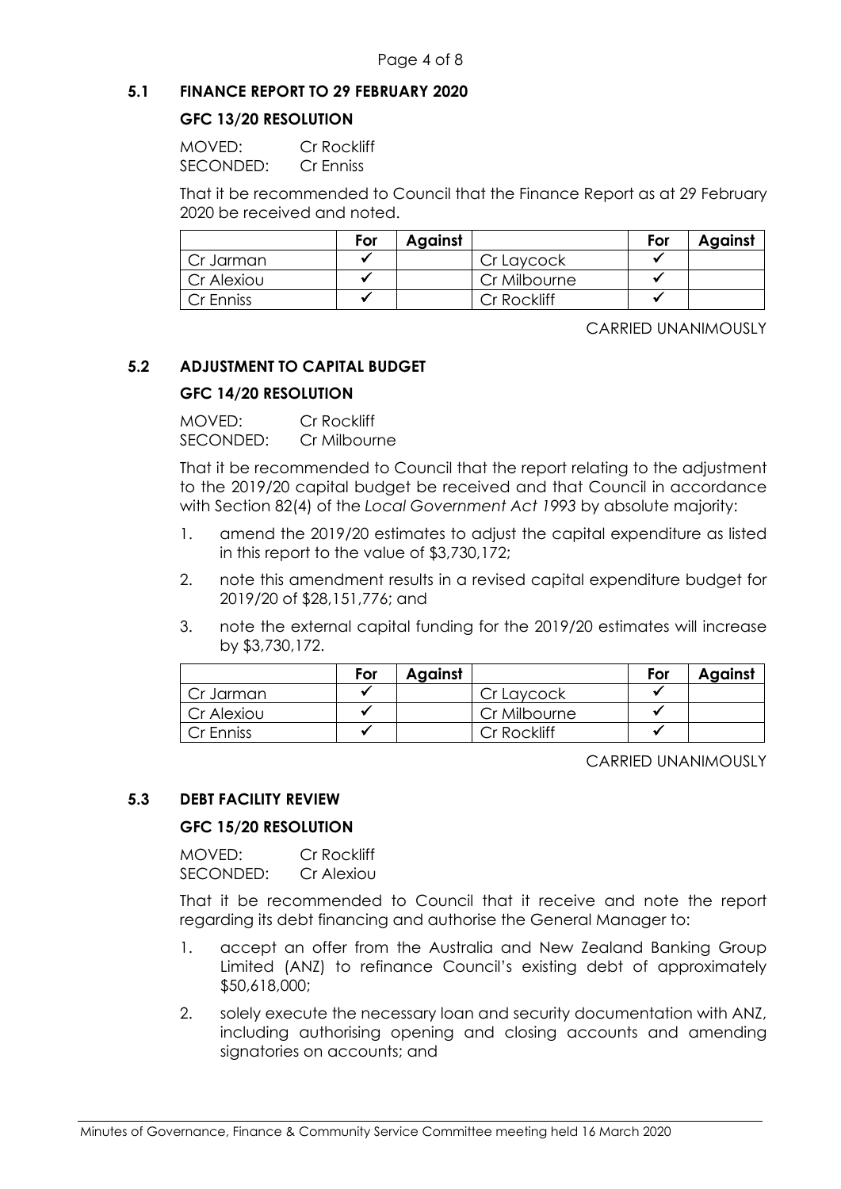### 5.1 FINANCE REPORT TO 29 FEBRUARY 2020

**GFC 13/20 RESOLUTION**

MOVED: Cr Rockliff
SECONDED: Cr Enniss

That it be recommended to Council that the Finance Report as at 29 February 2020 be received and noted.

| | For | Against | | For | Against |
|---|---|---|---|---|---|
| Cr Jarman | ✓ | | Cr Laycock | ✓ | |
| Cr Alexiou | ✓ | | Cr Milbourne | ✓ | |
| Cr Enniss | ✓ | | Cr Rockliff | ✓ | |

CARRIED UNANIMOUSLY

### 5.2 ADJUSTMENT TO CAPITAL BUDGET

**GFC 14/20 RESOLUTION**

MOVED: Cr Rockliff
SECONDED: Cr Milbourne

That it be recommended to Council that the report relating to the adjustment to the 2019/20 capital budget be received and that Council in accordance with Section 82(4) of the *Local Government Act 1993* by absolute majority:

1. amend the 2019/20 estimates to adjust the capital expenditure as listed in this report to the value of $3,730,172;
2. note this amendment results in a revised capital expenditure budget for 2019/20 of $28,151,776; and
3. note the external capital funding for the 2019/20 estimates will increase by $3,730,172.

| | For | Against | | For | Against |
|---|---|---|---|---|---|
| Cr Jarman | ✓ | | Cr Laycock | ✓ | |
| Cr Alexiou | ✓ | | Cr Milbourne | ✓ | |
| Cr Enniss | ✓ | | Cr Rockliff | ✓ | |

CARRIED UNANIMOUSLY

### 5.3 DEBT FACILITY REVIEW

**GFC 15/20 RESOLUTION**

MOVED: Cr Rockliff
SECONDED: Cr Alexiou

That it be recommended to Council that it receive and note the report regarding its debt financing and authorise the General Manager to:

1. accept an offer from the Australia and New Zealand Banking Group Limited (ANZ) to refinance Council's existing debt of approximately $50,618,000;
2. solely execute the necessary loan and security documentation with ANZ, including authorising opening and closing accounts and amending signatories on accounts; and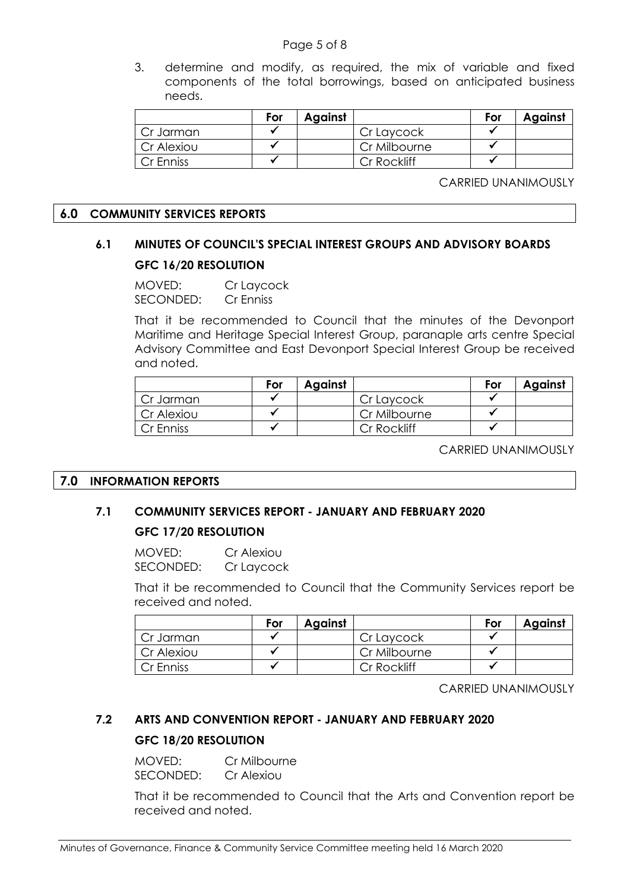3. determine and modify, as required, the mix of variable and fixed components of the total borrowings, based on anticipated business needs.

| | For | Against | | For | Against |
|---|---|---|---|---|---|
| Cr Jarman | ✓ | | Cr Laycock | ✓ | |
| Cr Alexiou | ✓ | | Cr Milbourne | ✓ | |
| Cr Enniss | ✓ | | Cr Rockliff | ✓ | |

CARRIED UNANIMOUSLY

## 6.0 COMMUNITY SERVICES REPORTS

### 6.1 MINUTES OF COUNCIL'S SPECIAL INTEREST GROUPS AND ADVISORY BOARDS

**GFC 16/20 RESOLUTION**

MOVED: Cr Laycock
SECONDED: Cr Enniss

That it be recommended to Council that the minutes of the Devonport Maritime and Heritage Special Interest Group, paranaple arts centre Special Advisory Committee and East Devonport Special Interest Group be received and noted.

| | For | Against | | For | Against |
|---|---|---|---|---|---|
| Cr Jarman | ✓ | | Cr Laycock | ✓ | |
| Cr Alexiou | ✓ | | Cr Milbourne | ✓ | |
| Cr Enniss | ✓ | | Cr Rockliff | ✓ | |

CARRIED UNANIMOUSLY

## 7.0 INFORMATION REPORTS

### 7.1 COMMUNITY SERVICES REPORT - JANUARY AND FEBRUARY 2020

**GFC 17/20 RESOLUTION**

MOVED: Cr Alexiou
SECONDED: Cr Laycock

That it be recommended to Council that the Community Services report be received and noted.

| | For | Against | | For | Against |
|---|---|---|---|---|---|
| Cr Jarman | ✓ | | Cr Laycock | ✓ | |
| Cr Alexiou | ✓ | | Cr Milbourne | ✓ | |
| Cr Enniss | ✓ | | Cr Rockliff | ✓ | |

CARRIED UNANIMOUSLY

### 7.2 ARTS AND CONVENTION REPORT - JANUARY AND FEBRUARY 2020

**GFC 18/20 RESOLUTION**

MOVED: Cr Milbourne
SECONDED: Cr Alexiou

That it be recommended to Council that the Arts and Convention report be received and noted.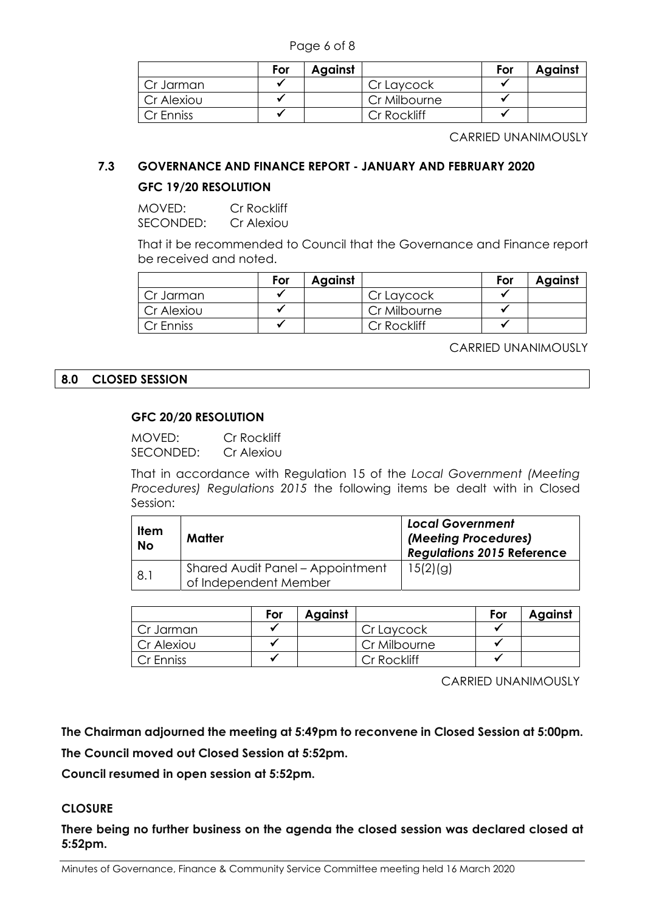| | For | Against | | For | Against |
|---|---|---|---|---|---|
| Cr Jarman | ✓ | | Cr Laycock | ✓ | |
| Cr Alexiou | ✓ | | Cr Milbourne | ✓ | |
| Cr Enniss | ✓ | | Cr Rockliff | ✓ | |

CARRIED UNANIMOUSLY

### 7.3 GOVERNANCE AND FINANCE REPORT - JANUARY AND FEBRUARY 2020

**GFC 19/20 RESOLUTION**

MOVED: Cr Rockliff
SECONDED: Cr Alexiou

That it be recommended to Council that the Governance and Finance report be received and noted.

| | For | Against | | For | Against |
|---|---|---|---|---|---|
| Cr Jarman | ✓ | | Cr Laycock | ✓ | |
| Cr Alexiou | ✓ | | Cr Milbourne | ✓ | |
| Cr Enniss | ✓ | | Cr Rockliff | ✓ | |

CARRIED UNANIMOUSLY

## 8.0 CLOSED SESSION

**GFC 20/20 RESOLUTION**

MOVED: Cr Rockliff
SECONDED: Cr Alexiou

That in accordance with Regulation 15 of the *Local Government (Meeting Procedures) Regulations 2015* the following items be dealt with in Closed Session:

| Item No | Matter | *Local Government (Meeting Procedures) Regulations 2015 Reference* |
|---|---|---|
| 8.1 | Shared Audit Panel – Appointment of Independent Member | 15(2)(g) |

| | For | Against | | For | Against |
|---|---|---|---|---|---|
| Cr Jarman | ✓ | | Cr Laycock | ✓ | |
| Cr Alexiou | ✓ | | Cr Milbourne | ✓ | |
| Cr Enniss | ✓ | | Cr Rockliff | ✓ | |

CARRIED UNANIMOUSLY

**The Chairman adjourned the meeting at 5:49pm to reconvene in Closed Session at 5:00pm.**

**The Council moved out Closed Session at 5:52pm.**

**Council resumed in open session at 5:52pm.**

**CLOSURE**

**There being no further business on the agenda the closed session was declared closed at 5:52pm.**